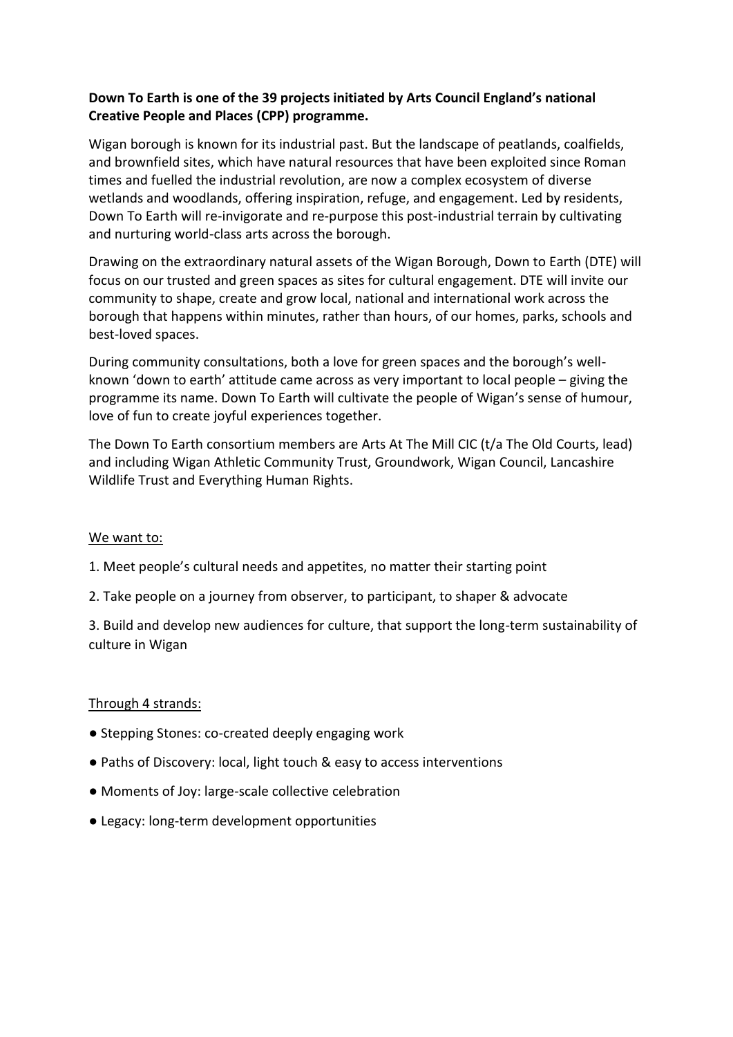**Down To Earth is one of the 39 projects initiated by Arts Council England's national Creative People and Places (CPP) programme.**

Wigan borough is known for its industrial past. But the landscape of peatlands, coalfields, and brownfield sites, which have natural resources that have been exploited since Roman times and fuelled the industrial revolution, are now a complex ecosystem of diverse wetlands and woodlands, offering inspiration, refuge, and engagement. Led by residents, Down To Earth will re-invigorate and re-purpose this post-industrial terrain by cultivating and nurturing world-class arts across the borough.

Drawing on the extraordinary natural assets of the Wigan Borough, Down to Earth (DTE) will focus on our trusted and green spaces as sites for cultural engagement. DTE will invite our community to shape, create and grow local, national and international work across the borough that happens within minutes, rather than hours, of our homes, parks, schools and best-loved spaces.

During community consultations, both a love for green spaces and the borough's well-known 'down to earth' attitude came across as very important to local people – giving the programme its name. Down To Earth will cultivate the people of Wigan's sense of humour, love of fun to create joyful experiences together.

The Down To Earth consortium members are Arts At The Mill CIC (t/a The Old Courts, lead) and including Wigan Athletic Community Trust, Groundwork, Wigan Council, Lancashire Wildlife Trust and Everything Human Rights.

We want to:

1. Meet people's cultural needs and appetites, no matter their starting point
2. Take people on a journey from observer, to participant, to shaper & advocate
3. Build and develop new audiences for culture, that support the long-term sustainability of culture in Wigan

Through 4 strands:

- Stepping Stones: co-created deeply engaging work
- Paths of Discovery: local, light touch & easy to access interventions
- Moments of Joy: large-scale collective celebration
- Legacy: long-term development opportunities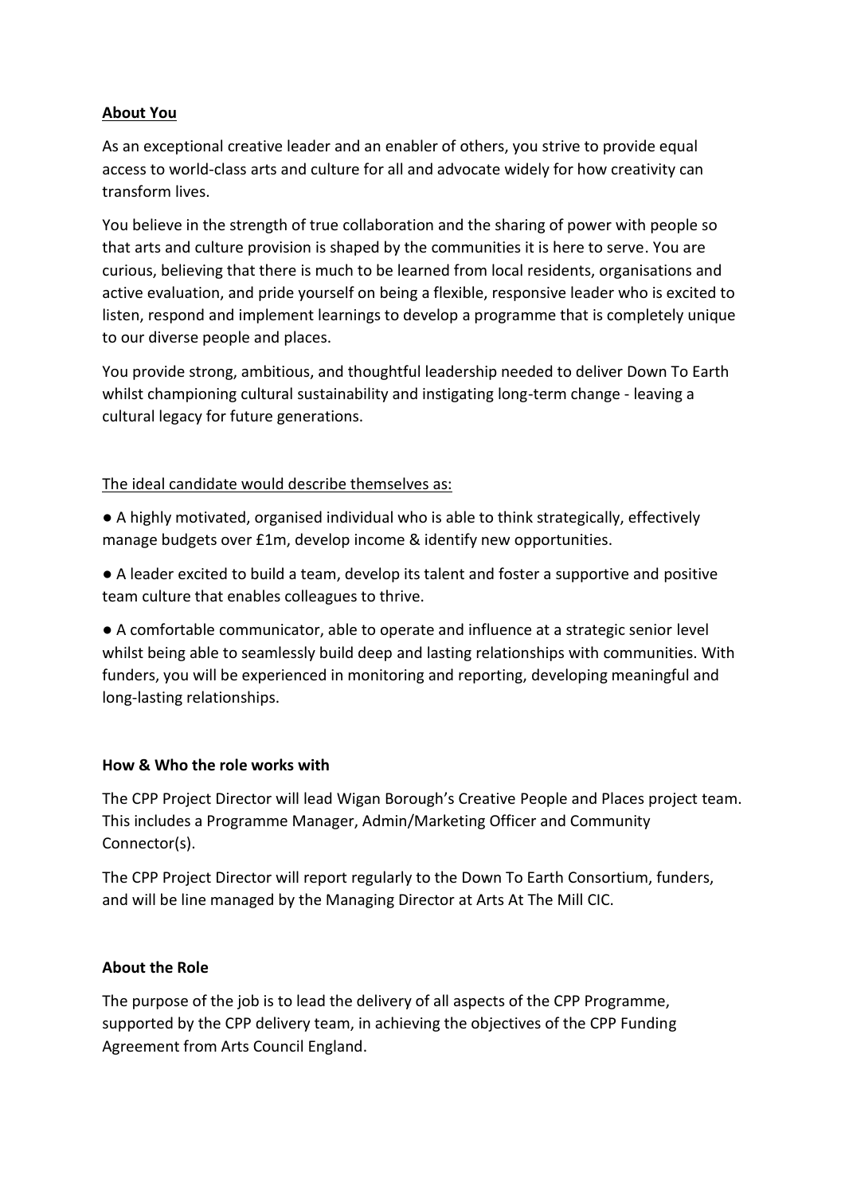## **About You**

As an exceptional creative leader and an enabler of others, you strive to provide equal access to world-class arts and culture for all and advocate widely for how creativity can transform lives.

You believe in the strength of true collaboration and the sharing of power with people so that arts and culture provision is shaped by the communities it is here to serve. You are curious, believing that there is much to be learned from local residents, organisations and active evaluation, and pride yourself on being a flexible, responsive leader who is excited to listen, respond and implement learnings to develop a programme that is completely unique to our diverse people and places.

You provide strong, ambitious, and thoughtful leadership needed to deliver Down To Earth whilst championing cultural sustainability and instigating long-term change - leaving a cultural legacy for future generations.

The ideal candidate would describe themselves as:

- A highly motivated, organised individual who is able to think strategically, effectively manage budgets over £1m, develop income & identify new opportunities.
- A leader excited to build a team, develop its talent and foster a supportive and positive team culture that enables colleagues to thrive.
- A comfortable communicator, able to operate and influence at a strategic senior level whilst being able to seamlessly build deep and lasting relationships with communities. With funders, you will be experienced in monitoring and reporting, developing meaningful and long-lasting relationships.

## **How & Who the role works with**

The CPP Project Director will lead Wigan Borough's Creative People and Places project team. This includes a Programme Manager, Admin/Marketing Officer and Community Connector(s).

The CPP Project Director will report regularly to the Down To Earth Consortium, funders, and will be line managed by the Managing Director at Arts At The Mill CIC.

## **About the Role**

The purpose of the job is to lead the delivery of all aspects of the CPP Programme, supported by the CPP delivery team, in achieving the objectives of the CPP Funding Agreement from Arts Council England.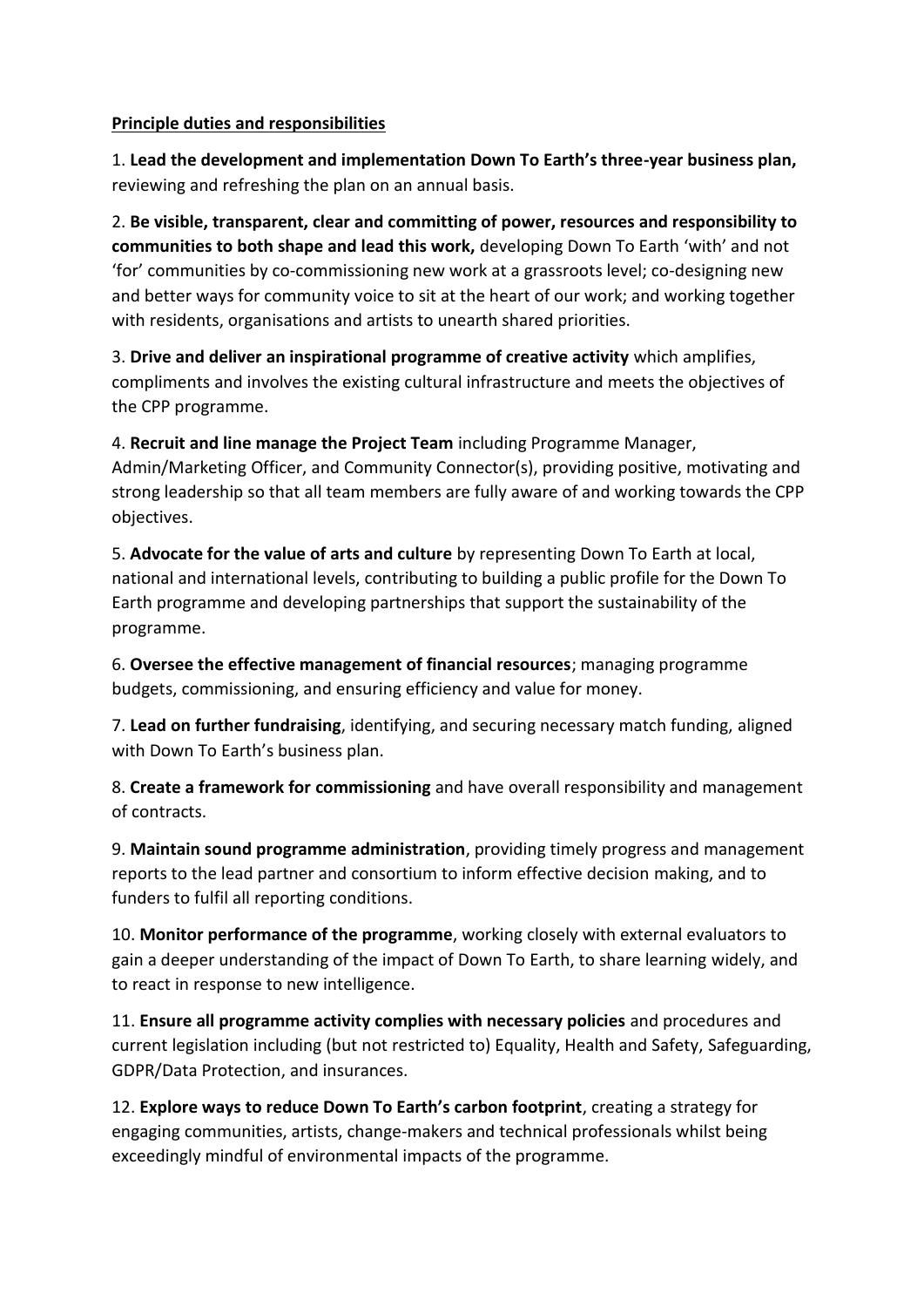**Principle duties and responsibilities**

1. **Lead the development and implementation Down To Earth's three-year business plan,** reviewing and refreshing the plan on an annual basis.

2. **Be visible, transparent, clear and committing of power, resources and responsibility to communities to both shape and lead this work,** developing Down To Earth 'with' and not 'for' communities by co-commissioning new work at a grassroots level; co-designing new and better ways for community voice to sit at the heart of our work; and working together with residents, organisations and artists to unearth shared priorities.

3. **Drive and deliver an inspirational programme of creative activity** which amplifies, compliments and involves the existing cultural infrastructure and meets the objectives of the CPP programme.

4. **Recruit and line manage the Project Team** including Programme Manager, Admin/Marketing Officer, and Community Connector(s), providing positive, motivating and strong leadership so that all team members are fully aware of and working towards the CPP objectives.

5. **Advocate for the value of arts and culture** by representing Down To Earth at local, national and international levels, contributing to building a public profile for the Down To Earth programme and developing partnerships that support the sustainability of the programme.

6. **Oversee the effective management of financial resources**; managing programme budgets, commissioning, and ensuring efficiency and value for money.

7. **Lead on further fundraising**, identifying, and securing necessary match funding, aligned with Down To Earth's business plan.

8. **Create a framework for commissioning** and have overall responsibility and management of contracts.

9. **Maintain sound programme administration**, providing timely progress and management reports to the lead partner and consortium to inform effective decision making, and to funders to fulfil all reporting conditions.

10. **Monitor performance of the programme**, working closely with external evaluators to gain a deeper understanding of the impact of Down To Earth, to share learning widely, and to react in response to new intelligence.

11. **Ensure all programme activity complies with necessary policies** and procedures and current legislation including (but not restricted to) Equality, Health and Safety, Safeguarding, GDPR/Data Protection, and insurances.

12. **Explore ways to reduce Down To Earth's carbon footprint**, creating a strategy for engaging communities, artists, change-makers and technical professionals whilst being exceedingly mindful of environmental impacts of the programme.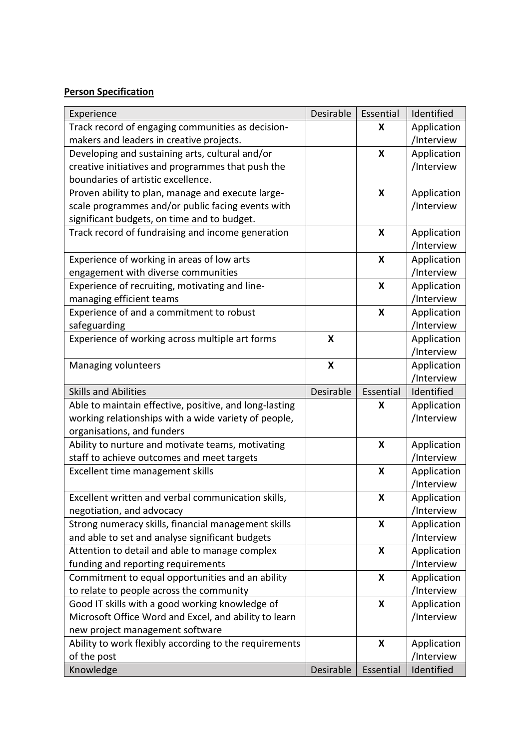**Person Specification**

| Experience | Desirable | Essential | Identified |
|---|---|---|---|
| Track record of engaging communities as decision-makers and leaders in creative projects. | | X | Application /Interview |
| Developing and sustaining arts, cultural and/or creative initiatives and programmes that push the boundaries of artistic excellence. | | X | Application /Interview |
| Proven ability to plan, manage and execute large-scale programmes and/or public facing events with significant budgets, on time and to budget. | | X | Application /Interview |
| Track record of fundraising and income generation | | X | Application /Interview |
| Experience of working in areas of low arts engagement with diverse communities | | X | Application /Interview |
| Experience of recruiting, motivating and line-managing efficient teams | | X | Application /Interview |
| Experience of and a commitment to robust safeguarding | | X | Application /Interview |
| Experience of working across multiple art forms | X | | Application /Interview |
| Managing volunteers | X | | Application /Interview |
| Skills and Abilities | Desirable | Essential | Identified |
| Able to maintain effective, positive, and long-lasting working relationships with a wide variety of people, organisations, and funders | | X | Application /Interview |
| Ability to nurture and motivate teams, motivating staff to achieve outcomes and meet targets | | X | Application /Interview |
| Excellent time management skills | | X | Application /Interview |
| Excellent written and verbal communication skills, negotiation, and advocacy | | X | Application /Interview |
| Strong numeracy skills, financial management skills and able to set and analyse significant budgets | | X | Application /Interview |
| Attention to detail and able to manage complex funding and reporting requirements | | X | Application /Interview |
| Commitment to equal opportunities and an ability to relate to people across the community | | X | Application /Interview |
| Good IT skills with a good working knowledge of Microsoft Office Word and Excel, and ability to learn new project management software | | X | Application /Interview |
| Ability to work flexibly according to the requirements of the post | | X | Application /Interview |
| Knowledge | Desirable | Essential | Identified |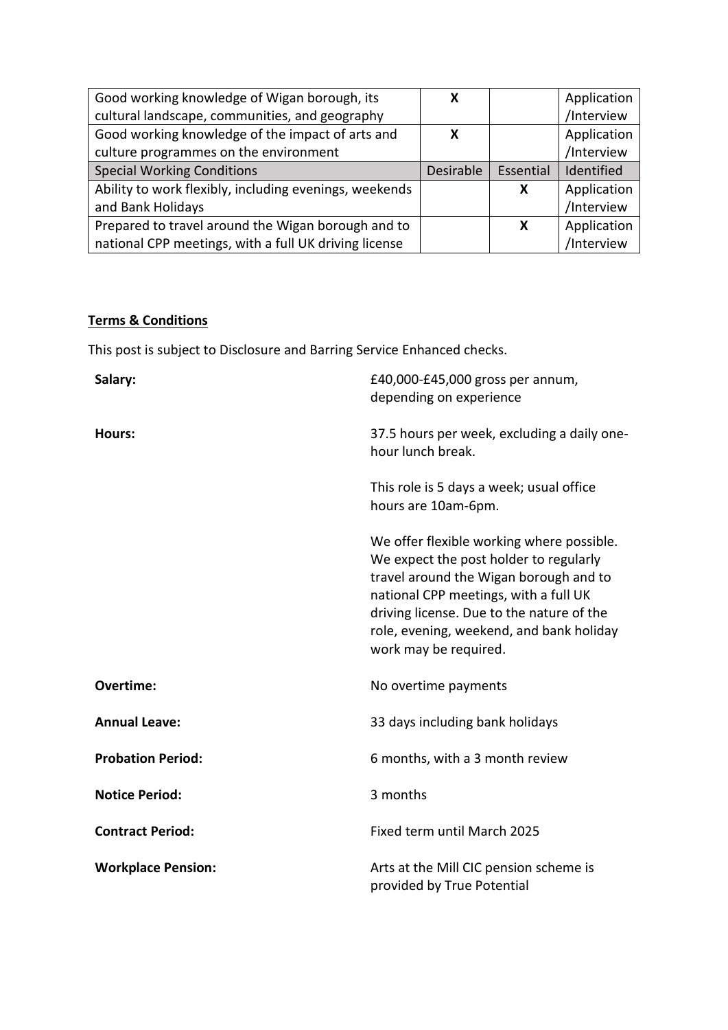| Good working knowledge of Wigan borough, its cultural landscape, communities, and geography | X | | Application /Interview |
|---|---|---|---|
| Good working knowledge of the impact of arts and culture programmes on the environment | X | | Application /Interview |
| Special Working Conditions | Desirable | Essential | Identified |
| Ability to work flexibly, including evenings, weekends and Bank Holidays | | X | Application /Interview |
| Prepared to travel around the Wigan borough and to national CPP meetings, with a full UK driving license | | X | Application /Interview |

**Terms & Conditions**

This post is subject to Disclosure and Barring Service Enhanced checks.

| | |
|---|---|
| **Salary:** | £40,000-£45,000 gross per annum, depending on experience |
| **Hours:** | 37.5 hours per week, excluding a daily one-hour lunch break.<br><br>This role is 5 days a week; usual office hours are 10am-6pm.<br><br>We offer flexible working where possible. We expect the post holder to regularly travel around the Wigan borough and to national CPP meetings, with a full UK driving license. Due to the nature of the role, evening, weekend, and bank holiday work may be required. |
| **Overtime:** | No overtime payments |
| **Annual Leave:** | 33 days including bank holidays |
| **Probation Period:** | 6 months, with a 3 month review |
| **Notice Period:** | 3 months |
| **Contract Period:** | Fixed term until March 2025 |
| **Workplace Pension:** | Arts at the Mill CIC pension scheme is provided by True Potential |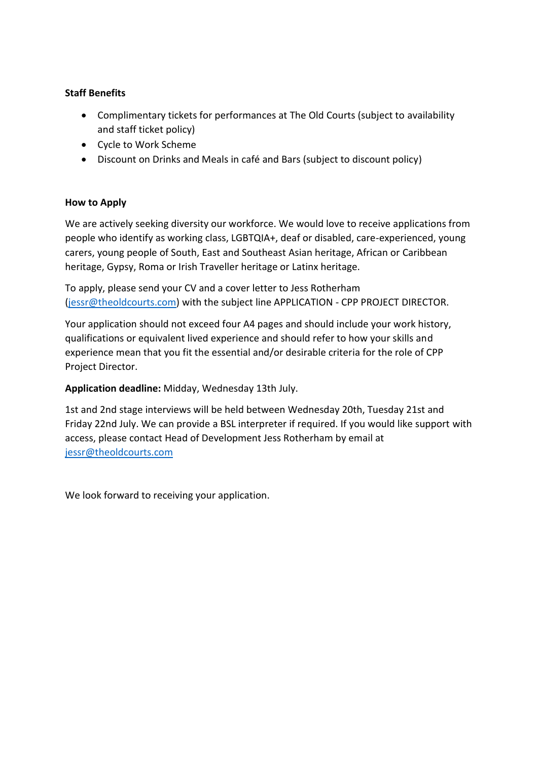**Staff Benefits**

- Complimentary tickets for performances at The Old Courts (subject to availability and staff ticket policy)
- Cycle to Work Scheme
- Discount on Drinks and Meals in café and Bars (subject to discount policy)

**How to Apply**

We are actively seeking diversity our workforce. We would love to receive applications from people who identify as working class, LGBTQIA+, deaf or disabled, care-experienced, young carers, young people of South, East and Southeast Asian heritage, African or Caribbean heritage, Gypsy, Roma or Irish Traveller heritage or Latinx heritage.

To apply, please send your CV and a cover letter to Jess Rotherham (jessr@theoldcourts.com) with the subject line APPLICATION - CPP PROJECT DIRECTOR.

Your application should not exceed four A4 pages and should include your work history, qualifications or equivalent lived experience and should refer to how your skills and experience mean that you fit the essential and/or desirable criteria for the role of CPP Project Director.

**Application deadline:** Midday, Wednesday 13th July.

1st and 2nd stage interviews will be held between Wednesday 20th, Tuesday 21st and Friday 22nd July. We can provide a BSL interpreter if required. If you would like support with access, please contact Head of Development Jess Rotherham by email at jessr@theoldcourts.com

We look forward to receiving your application.